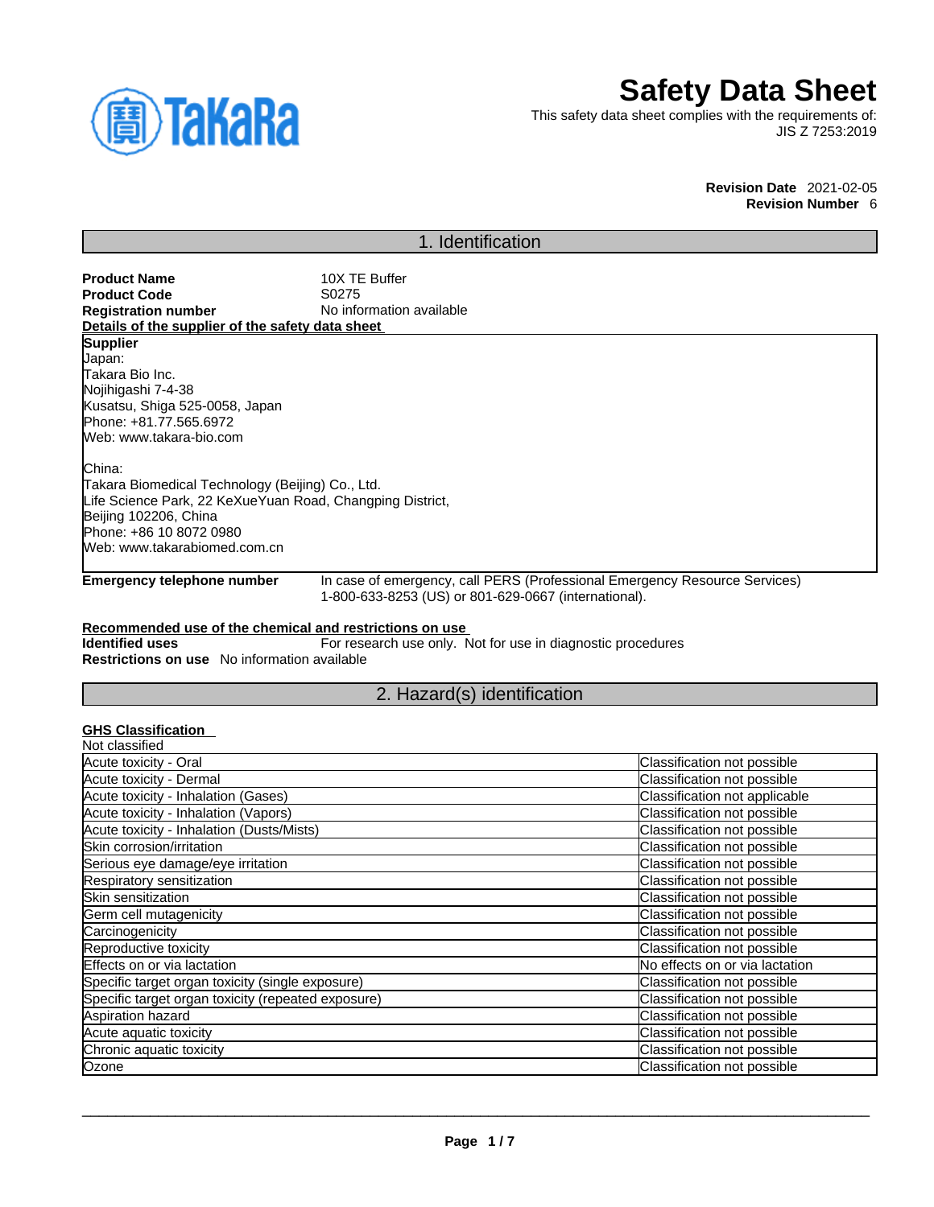# Safety Data Sheet

This safety data sheet complies with the requirements of:
JIS Z 7253:2019

**Revision Date** 2021-02-05
**Revision Number** 6

## 1. Identification

**Product Name** 10X TE Buffer
**Product Code** S0275
**Registration number** No information available

**Details of the supplier of the safety data sheet**

**Supplier**
Japan:
Takara Bio Inc.
Nojihigashi 7-4-38
Kusatsu, Shiga 525-0058, Japan
Phone: +81.77.565.6972
Web: www.takara-bio.com

China:
Takara Biomedical Technology (Beijing) Co., Ltd.
Life Science Park, 22 KeXueYuan Road, Changping District,
Beijing 102206, China
Phone: +86 10 8072 0980
Web: www.takarabiomed.com.cn

**Emergency telephone number** In case of emergency, call PERS (Professional Emergency Resource Services) 1-800-633-8253 (US) or 801-629-0667 (international).

**Recommended use of the chemical and restrictions on use**
**Identified uses** For research use only. Not for use in diagnostic procedures
**Restrictions on use** No information available

## 2. Hazard(s) identification

**GHS Classification**
Not classified

| | |
|---|---|
| Acute toxicity - Oral | Classification not possible |
| Acute toxicity - Dermal | Classification not possible |
| Acute toxicity - Inhalation (Gases) | Classification not applicable |
| Acute toxicity - Inhalation (Vapors) | Classification not possible |
| Acute toxicity - Inhalation (Dusts/Mists) | Classification not possible |
| Skin corrosion/irritation | Classification not possible |
| Serious eye damage/eye irritation | Classification not possible |
| Respiratory sensitization | Classification not possible |
| Skin sensitization | Classification not possible |
| Germ cell mutagenicity | Classification not possible |
| Carcinogenicity | Classification not possible |
| Reproductive toxicity | Classification not possible |
| Effects on or via lactation | No effects on or via lactation |
| Specific target organ toxicity (single exposure) | Classification not possible |
| Specific target organ toxicity (repeated exposure) | Classification not possible |
| Aspiration hazard | Classification not possible |
| Acute aquatic toxicity | Classification not possible |
| Chronic aquatic toxicity | Classification not possible |
| Ozone | Classification not possible |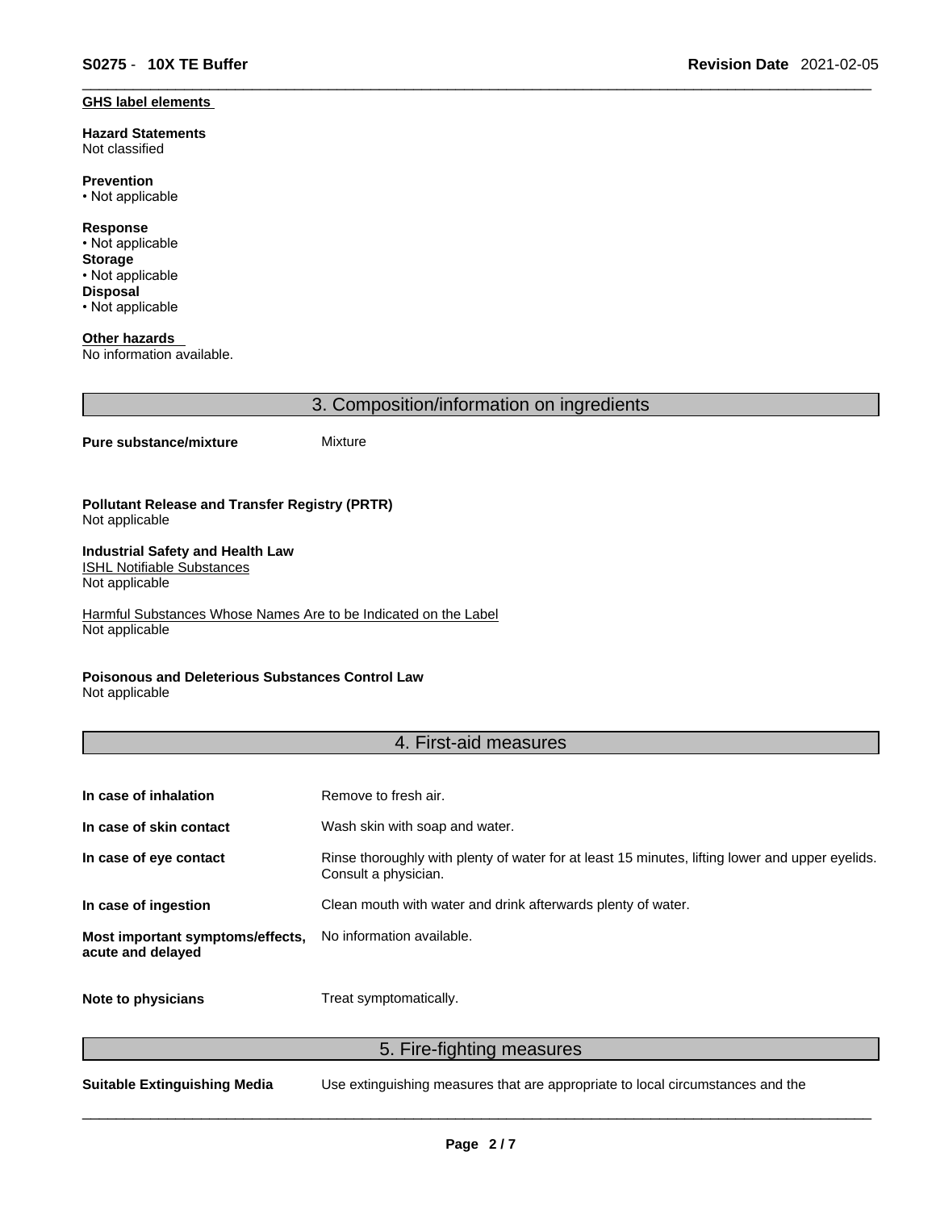**GHS label elements**

**Hazard Statements**
Not classified

**Prevention**
• Not applicable

**Response**
• Not applicable
**Storage**
• Not applicable
**Disposal**
• Not applicable

**Other hazards**
No information available.

## 3. Composition/information on ingredients

**Pure substance/mixture** Mixture

**Pollutant Release and Transfer Registry (PRTR)**
Not applicable

**Industrial Safety and Health Law**
ISHL Notifiable Substances
Not applicable

Harmful Substances Whose Names Are to be Indicated on the Label
Not applicable

**Poisonous and Deleterious Substances Control Law**
Not applicable

## 4. First-aid measures

**In case of inhalation** Remove to fresh air.

**In case of skin contact** Wash skin with soap and water.

**In case of eye contact** Rinse thoroughly with plenty of water for at least 15 minutes, lifting lower and upper eyelids. Consult a physician.

**In case of ingestion** Clean mouth with water and drink afterwards plenty of water.

**Most important symptoms/effects, acute and delayed** No information available.

**Note to physicians** Treat symptomatically.

## 5. Fire-fighting measures

**Suitable Extinguishing Media** Use extinguishing measures that are appropriate to local circumstances and the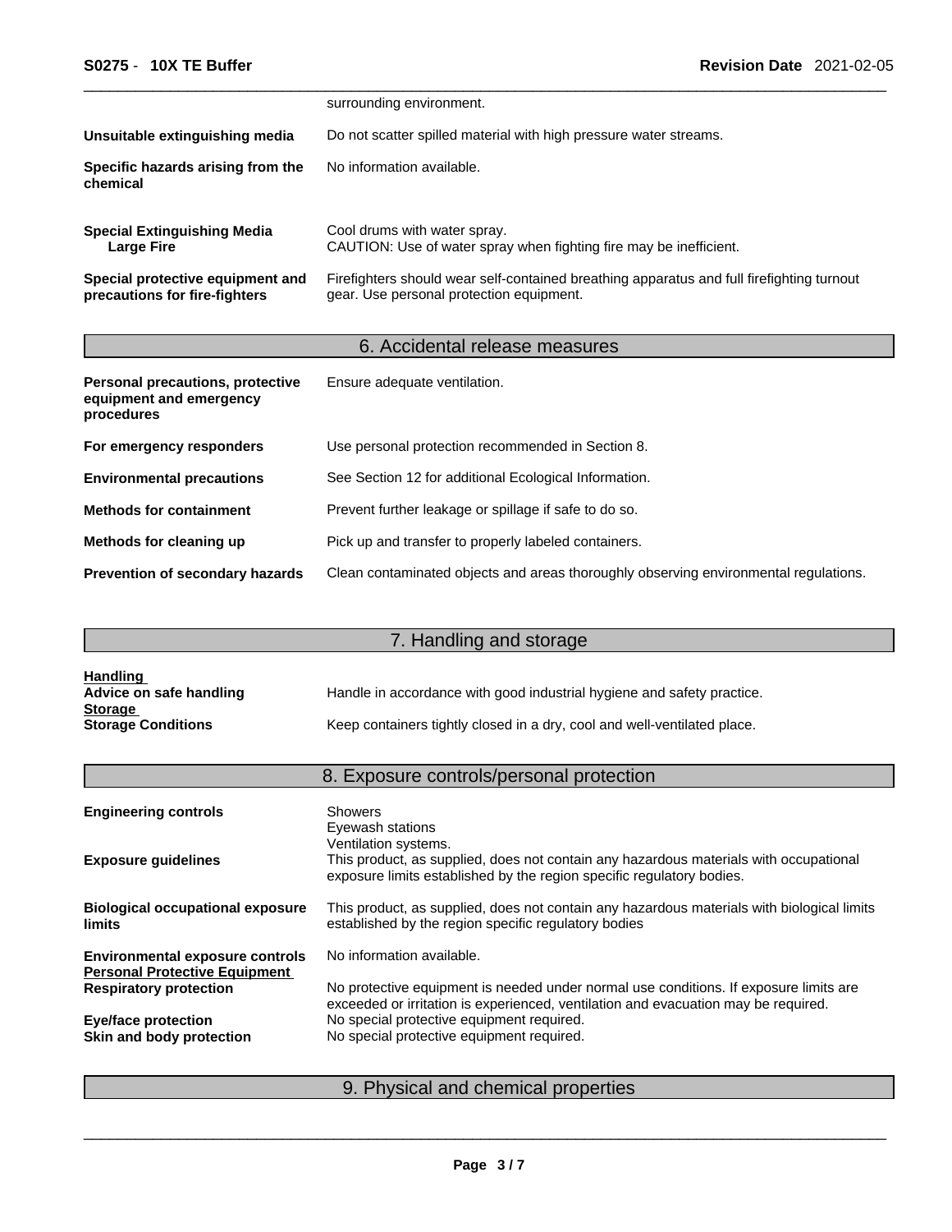| | |
|---|---|
| | surrounding environment. |
| **Unsuitable extinguishing media** | Do not scatter spilled material with high pressure water streams. |
| **Specific hazards arising from the chemical** | No information available. |
| **Special Extinguishing Media**<br>**Large Fire** | Cool drums with water spray.<br>CAUTION: Use of water spray when fighting fire may be inefficient. |
| **Special protective equipment and precautions for fire-fighters** | Firefighters should wear self-contained breathing apparatus and full firefighting turnout gear. Use personal protection equipment. |

## 6. Accidental release measures

| | |
|---|---|
| **Personal precautions, protective equipment and emergency procedures** | Ensure adequate ventilation. |
| **For emergency responders** | Use personal protection recommended in Section 8. |
| **Environmental precautions** | See Section 12 for additional Ecological Information. |
| **Methods for containment** | Prevent further leakage or spillage if safe to do so. |
| **Methods for cleaning up** | Pick up and transfer to properly labeled containers. |
| **Prevention of secondary hazards** | Clean contaminated objects and areas thoroughly observing environmental regulations. |

## 7. Handling and storage

**Handling**

| | |
|---|---|
| **Advice on safe handling** | Handle in accordance with good industrial hygiene and safety practice. |

**Storage**

| | |
|---|---|
| **Storage Conditions** | Keep containers tightly closed in a dry, cool and well-ventilated place. |

## 8. Exposure controls/personal protection

| | |
|---|---|
| **Engineering controls** | Showers<br>Eyewash stations<br>Ventilation systems. |
| **Exposure guidelines** | This product, as supplied, does not contain any hazardous materials with occupational exposure limits established by the region specific regulatory bodies. |
| **Biological occupational exposure limits** | This product, as supplied, does not contain any hazardous materials with biological limits established by the region specific regulatory bodies |
| **Environmental exposure controls** | No information available. |

**Personal Protective Equipment**

| | |
|---|---|
| **Respiratory protection** | No protective equipment is needed under normal use conditions. If exposure limits are exceeded or irritation is experienced, ventilation and evacuation may be required. |
| **Eye/face protection** | No special protective equipment required. |
| **Skin and body protection** | No special protective equipment required. |

## 9. Physical and chemical properties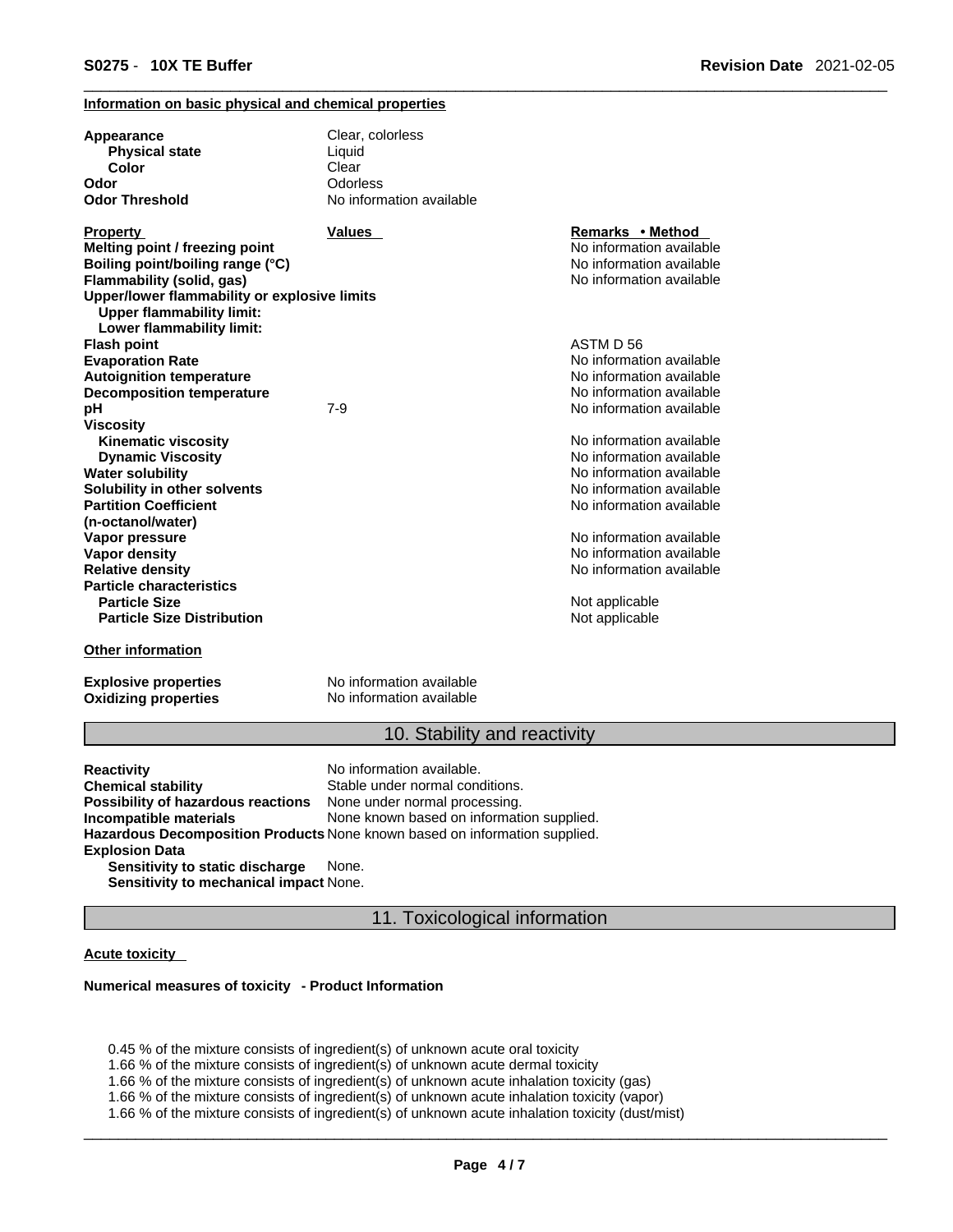**Information on basic physical and chemical properties**

| | |
|---|---|
| **Appearance** | Clear, colorless |
| **Physical state** | Liquid |
| **Color** | Clear |
| **Odor** | Odorless |
| **Odor Threshold** | No information available |

| Property | Values | Remarks • Method |
|---|---|---|
| **Melting point / freezing point** | | No information available |
| **Boiling point/boiling range (°C)** | | No information available |
| **Flammability (solid, gas)** | | No information available |
| **Upper/lower flammability or explosive limits** | | |
| **Upper flammability limit:** | | |
| **Lower flammability limit:** | | |
| **Flash point** | | ASTM D 56 |
| **Evaporation Rate** | | No information available |
| **Autoignition temperature** | | No information available |
| **Decomposition temperature** | | No information available |
| **pH** | 7-9 | No information available |
| **Viscosity** | | |
| **Kinematic viscosity** | | No information available |
| **Dynamic Viscosity** | | No information available |
| **Water solubility** | | No information available |
| **Solubility in other solvents** | | No information available |
| **Partition Coefficient (n-octanol/water)** | | No information available |
| **Vapor pressure** | | No information available |
| **Vapor density** | | No information available |
| **Relative density** | | No information available |
| **Particle characteristics** | | |
| **Particle Size** | | Not applicable |
| **Particle Size Distribution** | | Not applicable |

**Other information**

| | |
|---|---|
| **Explosive properties** | No information available |
| **Oxidizing properties** | No information available |

## 10. Stability and reactivity

| | |
|---|---|
| **Reactivity** | No information available. |
| **Chemical stability** | Stable under normal conditions. |
| **Possibility of hazardous reactions** | None under normal processing. |
| **Incompatible materials** | None known based on information supplied. |
| **Hazardous Decomposition Products** | None known based on information supplied. |
| **Explosion Data** | |
| **Sensitivity to static discharge** | None. |
| **Sensitivity to mechanical impact** | None. |

## 11. Toxicological information

**Acute toxicity**

**Numerical measures of toxicity - Product Information**

0.45 % of the mixture consists of ingredient(s) of unknown acute oral toxicity
1.66 % of the mixture consists of ingredient(s) of unknown acute dermal toxicity
1.66 % of the mixture consists of ingredient(s) of unknown acute inhalation toxicity (gas)
1.66 % of the mixture consists of ingredient(s) of unknown acute inhalation toxicity (vapor)
1.66 % of the mixture consists of ingredient(s) of unknown acute inhalation toxicity (dust/mist)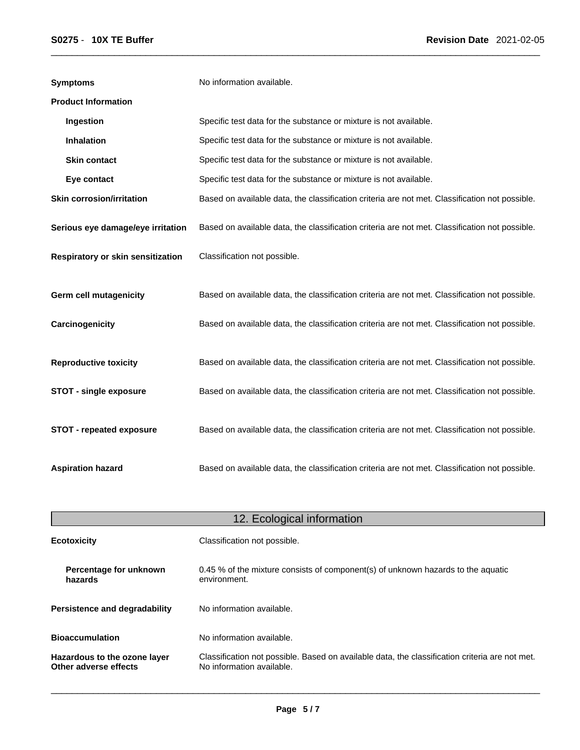**Symptoms** No information available.

**Product Information**

| | |
|---|---|
| **Ingestion** | Specific test data for the substance or mixture is not available. |
| **Inhalation** | Specific test data for the substance or mixture is not available. |
| **Skin contact** | Specific test data for the substance or mixture is not available. |
| **Eye contact** | Specific test data for the substance or mixture is not available. |

| | |
|---|---|
| **Skin corrosion/irritation** | Based on available data, the classification criteria are not met. Classification not possible. |
| **Serious eye damage/eye irritation** | Based on available data, the classification criteria are not met. Classification not possible. |
| **Respiratory or skin sensitization** | Classification not possible. |
| **Germ cell mutagenicity** | Based on available data, the classification criteria are not met. Classification not possible. |
| **Carcinogenicity** | Based on available data, the classification criteria are not met. Classification not possible. |
| **Reproductive toxicity** | Based on available data, the classification criteria are not met. Classification not possible. |
| **STOT - single exposure** | Based on available data, the classification criteria are not met. Classification not possible. |
| **STOT - repeated exposure** | Based on available data, the classification criteria are not met. Classification not possible. |
| **Aspiration hazard** | Based on available data, the classification criteria are not met. Classification not possible. |

## 12. Ecological information

| | |
|---|---|
| **Ecotoxicity** | Classification not possible. |
| **Percentage for unknown hazards** | 0.45 % of the mixture consists of component(s) of unknown hazards to the aquatic environment. |
| **Persistence and degradability** | No information available. |
| **Bioaccumulation** | No information available. |
| **Hazardous to the ozone layer** | Classification not possible. Based on available data, the classification criteria are not met. |
| **Other adverse effects** | No information available. |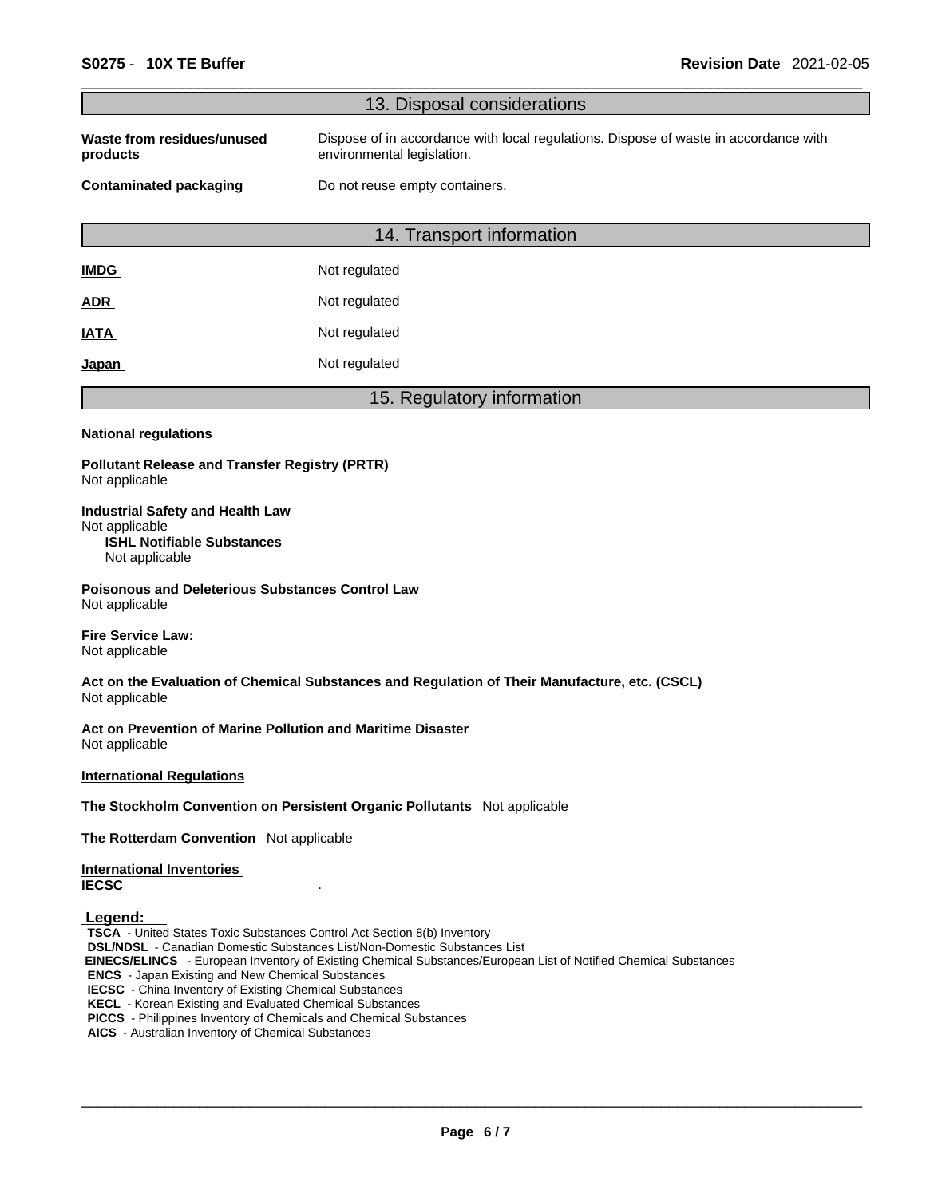## 13. Disposal considerations

**Waste from residues/unused products** Dispose of in accordance with local regulations. Dispose of waste in accordance with environmental legislation.

**Contaminated packaging** Do not reuse empty containers.

## 14. Transport information

**IMDG** Not regulated

**ADR** Not regulated

**IATA** Not regulated

**Japan** Not regulated

## 15. Regulatory information

**National regulations**

**Pollutant Release and Transfer Registry (PRTR)**
Not applicable

**Industrial Safety and Health Law**
Not applicable

**ISHL Notifiable Substances**
Not applicable

**Poisonous and Deleterious Substances Control Law**
Not applicable

**Fire Service Law:**
Not applicable

**Act on the Evaluation of Chemical Substances and Regulation of Their Manufacture, etc. (CSCL)**
Not applicable

**Act on Prevention of Marine Pollution and Maritime Disaster**
Not applicable

**International Regulations**

**The Stockholm Convention on Persistent Organic Pollutants** Not applicable

**The Rotterdam Convention** Not applicable

**International Inventories**
**IECSC** .

**Legend:**
**TSCA** - United States Toxic Substances Control Act Section 8(b) Inventory
**DSL/NDSL** - Canadian Domestic Substances List/Non-Domestic Substances List
**EINECS/ELINCS** - European Inventory of Existing Chemical Substances/European List of Notified Chemical Substances
**ENCS** - Japan Existing and New Chemical Substances
**IECSC** - China Inventory of Existing Chemical Substances
**KECL** - Korean Existing and Evaluated Chemical Substances
**PICCS** - Philippines Inventory of Chemicals and Chemical Substances
**AICS** - Australian Inventory of Chemical Substances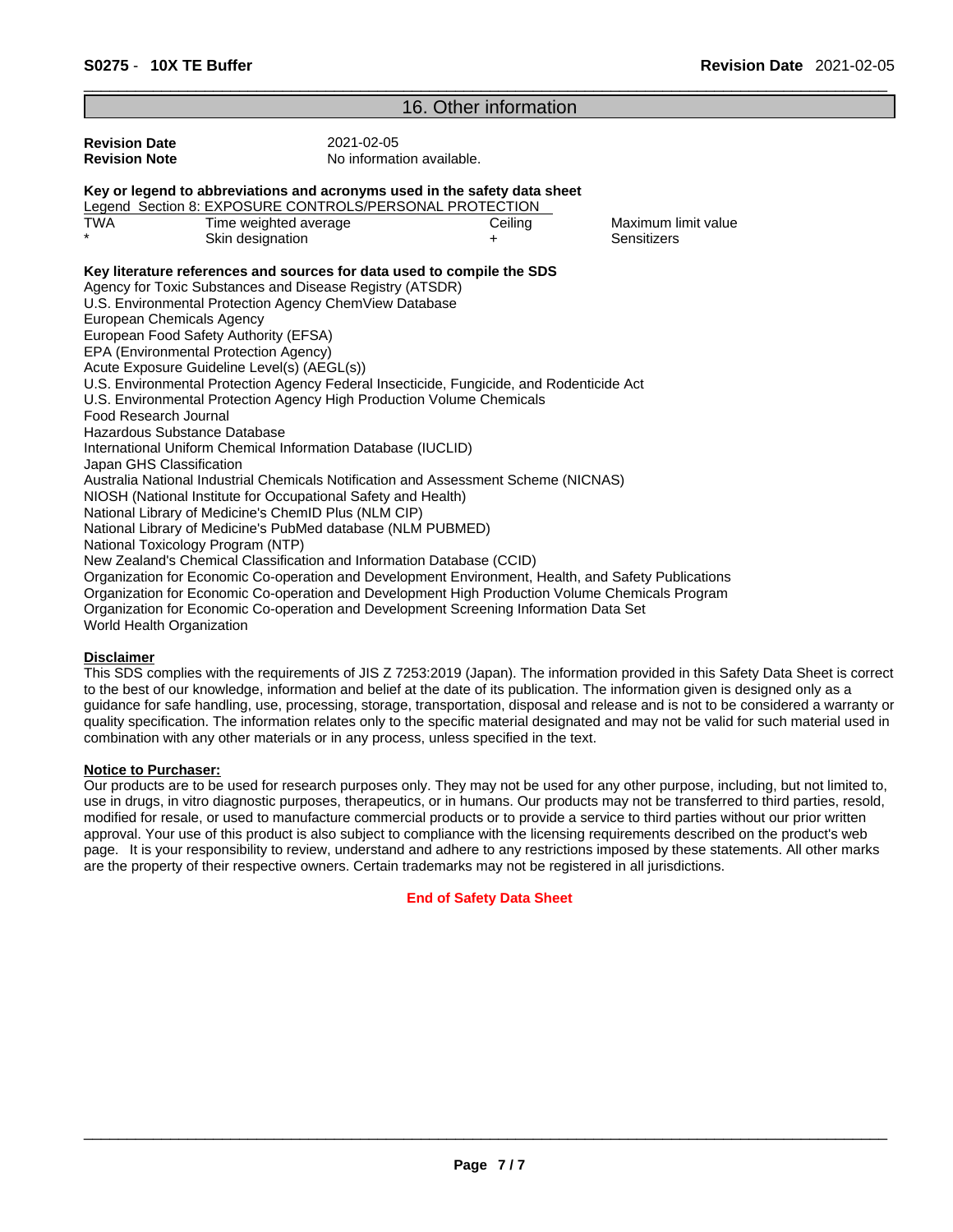## 16. Other information

**Revision Date** 2021-02-05
**Revision Note** No information available.

**Key or legend to abbreviations and acronyms used in the safety data sheet**

Legend Section 8: EXPOSURE CONTROLS/PERSONAL PROTECTION

| | | | |
|---|---|---|---|
| TWA | Time weighted average | Ceiling | Maximum limit value |
| * | Skin designation | + | Sensitizers |

**Key literature references and sources for data used to compile the SDS**

Agency for Toxic Substances and Disease Registry (ATSDR)
U.S. Environmental Protection Agency ChemView Database
European Chemicals Agency
European Food Safety Authority (EFSA)
EPA (Environmental Protection Agency)
Acute Exposure Guideline Level(s) (AEGL(s))
U.S. Environmental Protection Agency Federal Insecticide, Fungicide, and Rodenticide Act
U.S. Environmental Protection Agency High Production Volume Chemicals
Food Research Journal
Hazardous Substance Database
International Uniform Chemical Information Database (IUCLID)
Japan GHS Classification
Australia National Industrial Chemicals Notification and Assessment Scheme (NICNAS)
NIOSH (National Institute for Occupational Safety and Health)
National Library of Medicine's ChemID Plus (NLM CIP)
National Library of Medicine's PubMed database (NLM PUBMED)
National Toxicology Program (NTP)
New Zealand's Chemical Classification and Information Database (CCID)
Organization for Economic Co-operation and Development Environment, Health, and Safety Publications
Organization for Economic Co-operation and Development High Production Volume Chemicals Program
Organization for Economic Co-operation and Development Screening Information Data Set
World Health Organization

**Disclaimer**

This SDS complies with the requirements of JIS Z 7253:2019 (Japan). The information provided in this Safety Data Sheet is correct to the best of our knowledge, information and belief at the date of its publication. The information given is designed only as a guidance for safe handling, use, processing, storage, transportation, disposal and release and is not to be considered a warranty or quality specification. The information relates only to the specific material designated and may not be valid for such material used in combination with any other materials or in any process, unless specified in the text.

**Notice to Purchaser:**

Our products are to be used for research purposes only. They may not be used for any other purpose, including, but not limited to, use in drugs, in vitro diagnostic purposes, therapeutics, or in humans. Our products may not be transferred to third parties, resold, modified for resale, or used to manufacture commercial products or to provide a service to third parties without our prior written approval. Your use of this product is also subject to compliance with the licensing requirements described on the product's web page. It is your responsibility to review, understand and adhere to any restrictions imposed by these statements. All other marks are the property of their respective owners. Certain trademarks may not be registered in all jurisdictions.

**End of Safety Data Sheet**